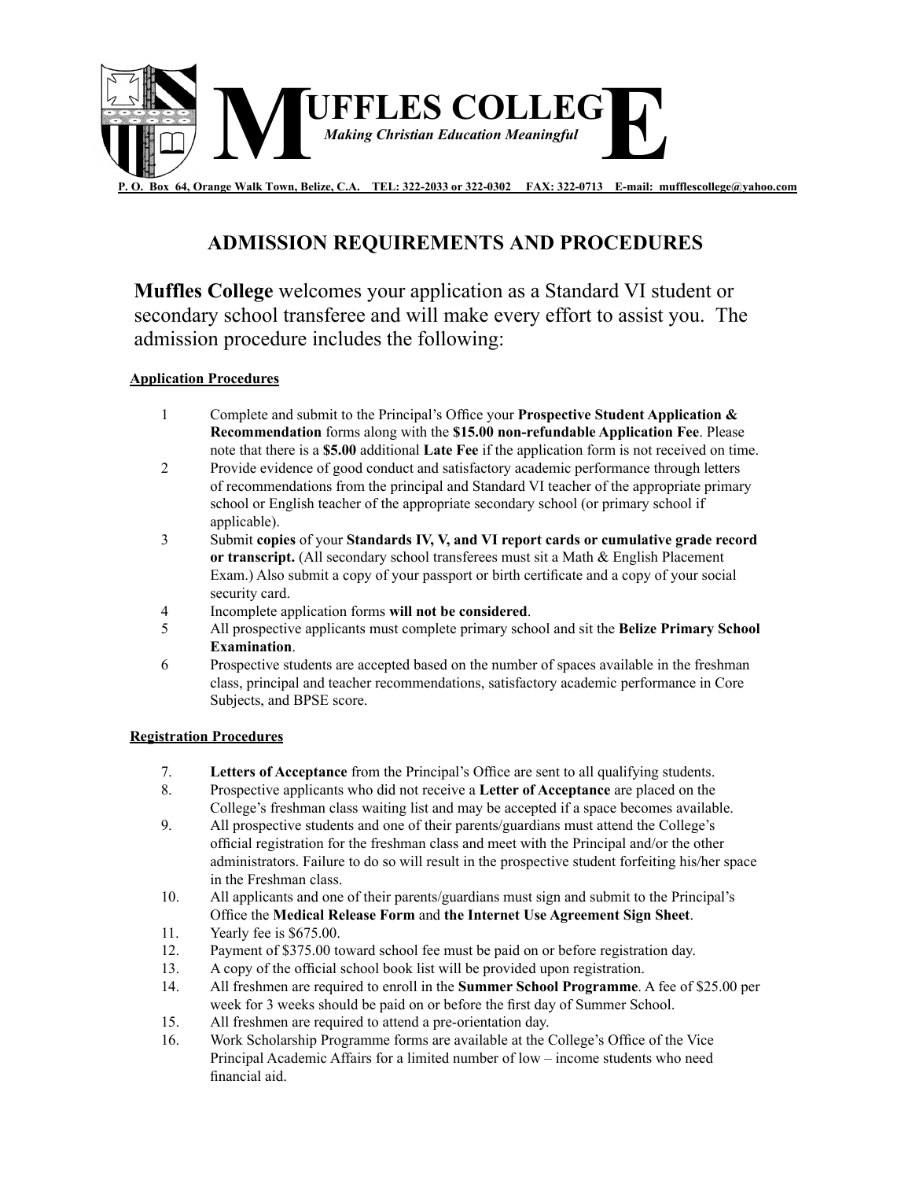# MUFFLES COLLEGE

*Making Christian Education Meaningful*

P. O. Box 64, Orange Walk Town, Belize, C.A. TEL: 322-2033 or 322-0302 FAX: 322-0713 E-mail: mufflescollege@yahoo.com

## ADMISSION REQUIREMENTS AND PROCEDURES

**Muffles College** welcomes your application as a Standard VI student or secondary school transferee and will make every effort to assist you. The admission procedure includes the following:

### Application Procedures

1. Complete and submit to the Principal's Office your **Prospective Student Application & Recommendation** forms along with the **$15.00 non-refundable Application Fee**. Please note that there is a **$5.00** additional **Late Fee** if the application form is not received on time.
2. Provide evidence of good conduct and satisfactory academic performance through letters of recommendations from the principal and Standard VI teacher of the appropriate primary school or English teacher of the appropriate secondary school (or primary school if applicable).
3. Submit **copies** of your **Standards IV, V, and VI report cards or cumulative grade record or transcript.** (All secondary school transferees must sit a Math & English Placement Exam.) Also submit a copy of your passport or birth certificate and a copy of your social security card.
4. Incomplete application forms **will not be considered**.
5. All prospective applicants must complete primary school and sit the **Belize Primary School Examination**.
6. Prospective students are accepted based on the number of spaces available in the freshman class, principal and teacher recommendations, satisfactory academic performance in Core Subjects, and BPSE score.

### Registration Procedures

7. **Letters of Acceptance** from the Principal's Office are sent to all qualifying students.
8. Prospective applicants who did not receive a **Letter of Acceptance** are placed on the College's freshman class waiting list and may be accepted if a space becomes available.
9. All prospective students and one of their parents/guardians must attend the College's official registration for the freshman class and meet with the Principal and/or the other administrators. Failure to do so will result in the prospective student forfeiting his/her space in the Freshman class.
10. All applicants and one of their parents/guardians must sign and submit to the Principal's Office the **Medical Release Form** and **the Internet Use Agreement Sign Sheet**.
11. Yearly fee is $675.00.
12. Payment of $375.00 toward school fee must be paid on or before registration day.
13. A copy of the official school book list will be provided upon registration.
14. All freshmen are required to enroll in the **Summer School Programme**. A fee of $25.00 per week for 3 weeks should be paid on or before the first day of Summer School.
15. All freshmen are required to attend a pre-orientation day.
16. Work Scholarship Programme forms are available at the College's Office of the Vice Principal Academic Affairs for a limited number of low – income students who need financial aid.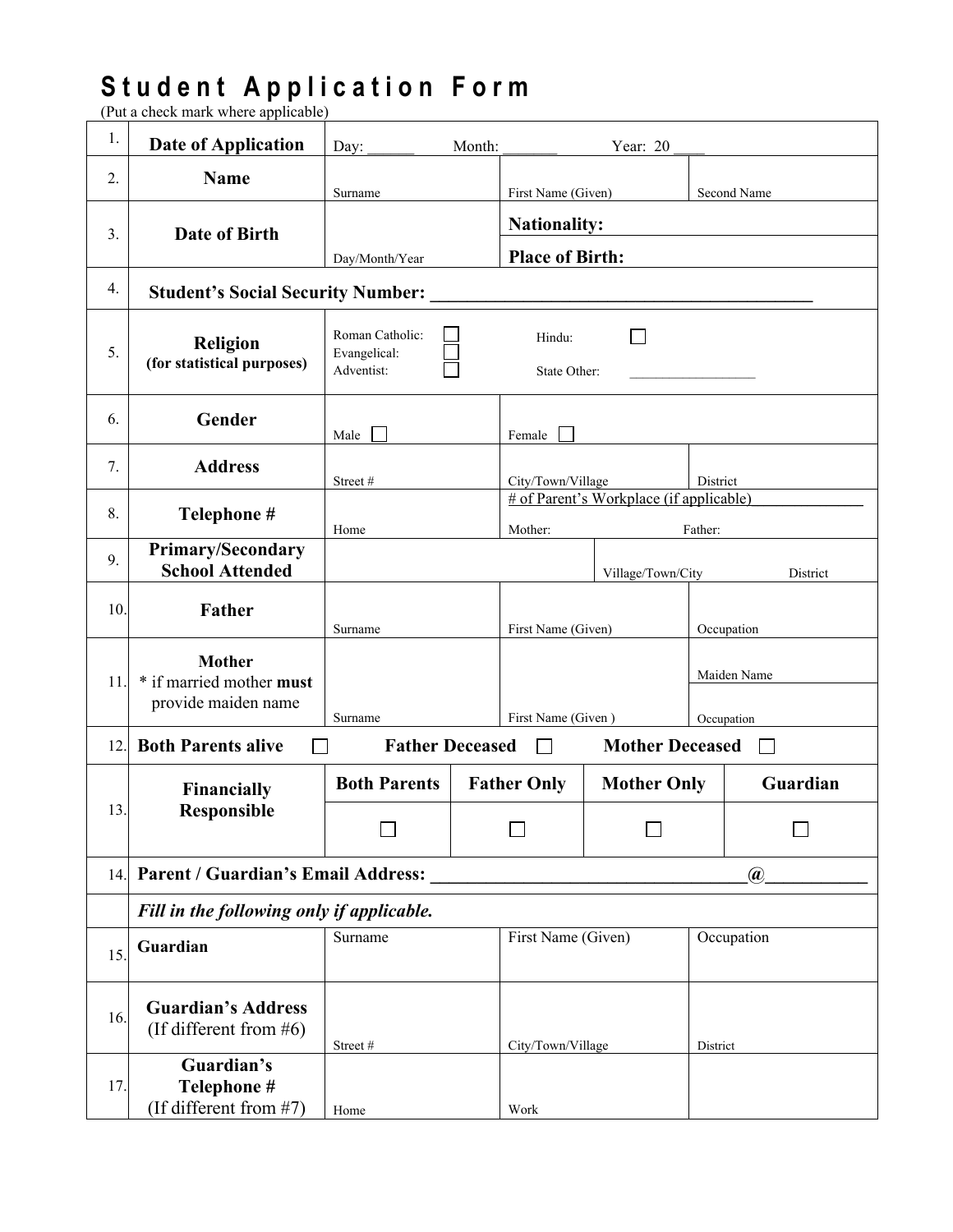# Student Application Form

(Put a check mark where applicable)

| # | Field | | | | |
|---|---|---|---|---|---|
| 1. | **Date of Application** | Day: ______ | Month: _______ | Year: 20 ____ | |
| 2. | **Name** | Surname | First Name (Given) | Second Name | |
| 3. | **Date of Birth** | Day/Month/Year | **Nationality:** | **Place of Birth:** | |
| 4. | **Student's Social Security Number: ________________________________________** | | | | |
| 5. | **Religion** (for statistical purposes) | Roman Catholic: ☐ Evangelical: ☐ Adventist: ☐ | Hindu: ☐ | State Other: __________________ | |
| 6. | **Gender** | Male ☐ | Female ☐ | | |
| 7. | **Address** | Street # | City/Town/Village | District | |
| 8. | **Telephone #** | Home | # of Parent's Workplace (if applicable)______________ Mother: | Father: | |
| 9. | **Primary/Secondary School Attended** | | Village/Town/City | District | |
| 10. | **Father** | Surname | First Name (Given) | Occupation | |
| 11. | **Mother** * if married mother **must** provide maiden name | Surname | First Name (Given ) | Maiden Name / Occupation | |
| 12. | **Both Parents alive** ☐ | **Father Deceased** ☐ | **Mother Deceased** ☐ | | |
| 13. | **Financially Responsible** | **Both Parents** ☐ | **Father Only** ☐ | **Mother Only** ☐ | **Guardian** ☐ |
| 14. | **Parent / Guardian's Email Address: __________________________________@___________** | | | | |
| | ***Fill in the following only if applicable.*** | | | | |
| 15. | **Guardian** | Surname | First Name (Given) | Occupation | |
| 16. | **Guardian's Address** (If different from #6) | Street # | City/Town/Village | District | |
| 17. | **Guardian's Telephone #** (If different from #7) | Home | Work | | |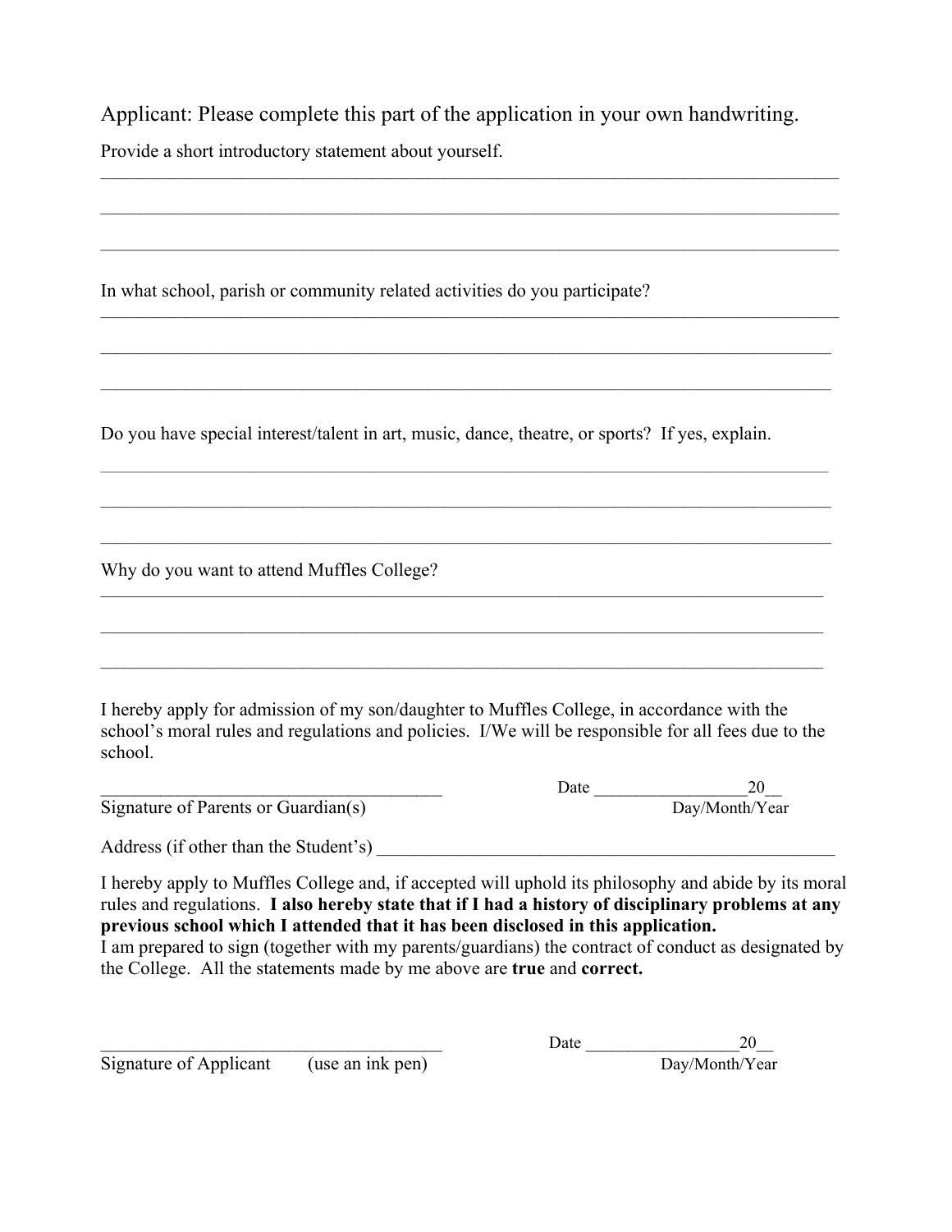Applicant: Please complete this part of the application in your own handwriting.

Provide a short introductory statement about yourself.

______________________________________________________________________________

______________________________________________________________________________

______________________________________________________________________________

In what school, parish or community related activities do you participate?

______________________________________________________________________________

______________________________________________________________________________

______________________________________________________________________________

Do you have special interest/talent in art, music, dance, theatre, or sports? If yes, explain.

______________________________________________________________________________

______________________________________________________________________________

______________________________________________________________________________

Why do you want to attend Muffles College?

______________________________________________________________________________

______________________________________________________________________________

______________________________________________________________________________

I hereby apply for admission of my son/daughter to Muffles College, in accordance with the school's moral rules and regulations and policies. I/We will be responsible for all fees due to the school.

_______________________________________ Date _________________20__

Signature of Parents or Guardian(s) Day/Month/Year

Address (if other than the Student's) _____________________________________________________

I hereby apply to Muffles College and, if accepted will uphold its philosophy and abide by its moral rules and regulations. **I also hereby state that if I had a history of disciplinary problems at any previous school which I attended that it has been disclosed in this application.**
I am prepared to sign (together with my parents/guardians) the contract of conduct as designated by the College. All the statements made by me above are **true** and **correct.**

_______________________________________ Date _________________20__

Signature of Applicant (use an ink pen) Day/Month/Year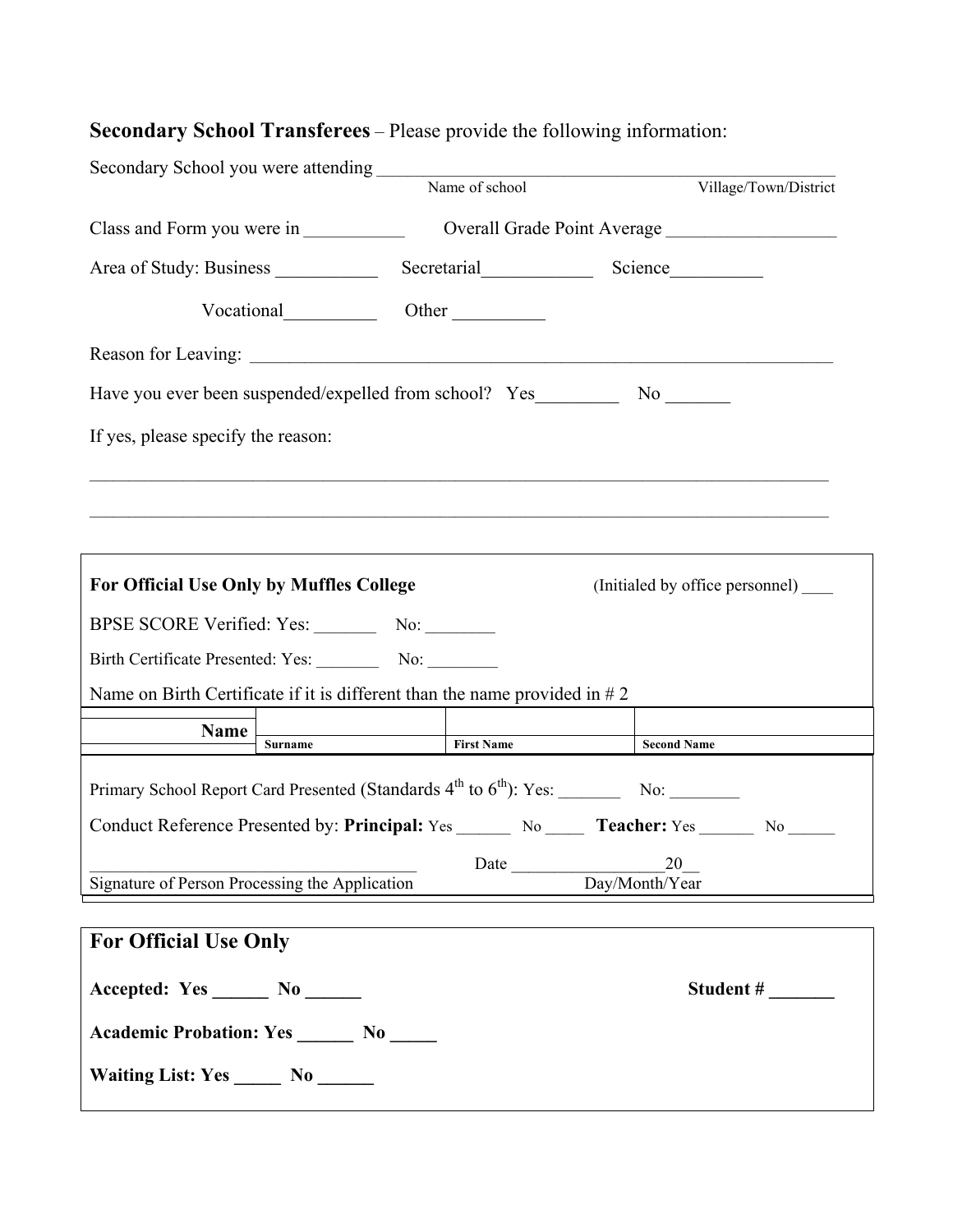**Secondary School Transferees** – Please provide the following information:

Secondary School you were attending ______________________________________________
Name of school Village/Town/District

Class and Form you were in ___________ Overall Grade Point Average __________________

Area of Study: Business ___________ Secretarial____________ Science__________

Vocational__________ Other __________

Reason for Leaving: _________________________________________________________________

Have you ever been suspended/expelled from school? Yes_________ No _______

If yes, please specify the reason:

_______________________________________________________________________________

_______________________________________________________________________________

**For Official Use Only by Muffles College** (Initialed by office personnel) ____

BPSE SCORE Verified: Yes: _______ No: ________

Birth Certificate Presented: Yes: _______ No: ________

Name on Birth Certificate if it is different than the name provided in # 2

| | | | |
|---|---|---|---|
| **Name** | | | |
| | **Surname** | **First Name** | **Second Name** |

Primary School Report Card Presented (Standards 4th to 6th): Yes: _______ No: ________

Conduct Reference Presented by: **Principal:** Yes ______ No _____ **Teacher:** Yes _______ No ______

_____________________________________ Date _________________20__
Signature of Person Processing the Application Day/Month/Year

**For Official Use Only**

**Accepted: Yes ______ No ______** **Student # _______**

**Academic Probation: Yes ______ No _____**

**Waiting List: Yes _____ No ______**